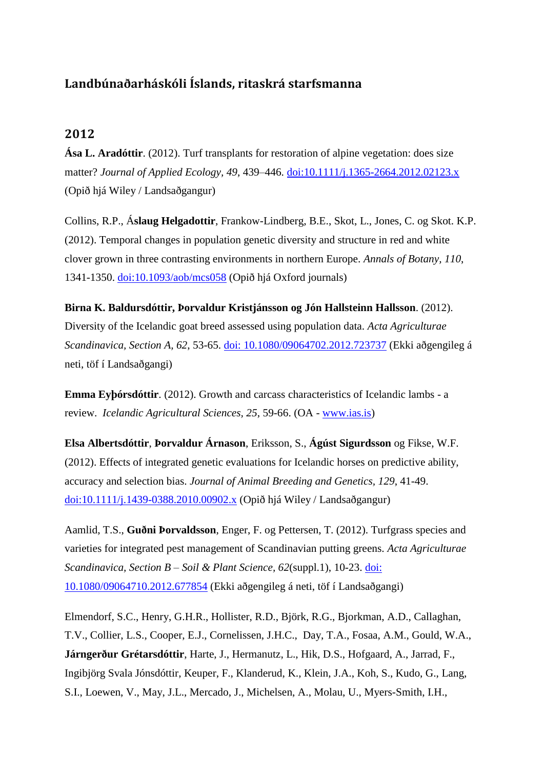## Landbúnaðarháskóli Íslands, ritaskrá starfsmanna

### 2012

**Ása L. Aradóttir**. (2012). Turf transplants for restoration of alpine vegetation: does size matter? *Journal of Applied Ecology, 49*, 439–446. doi:10.1111/j.1365-2664.2012.02123.x (Opið hjá Wiley / Landsaðgangur)

Collins, R.P., Á**slaug Helgadottir**, Frankow-Lindberg, B.E., Skot, L., Jones, C. og Skot. K.P. (2012). Temporal changes in population genetic diversity and structure in red and white clover grown in three contrasting environments in northern Europe. *Annals of Botany, 110*, 1341-1350. doi:10.1093/aob/mcs058 (Opið hjá Oxford journals)

**Birna K. Baldursdóttir, Þorvaldur Kristjánsson og Jón Hallsteinn Hallsson**. (2012). Diversity of the Icelandic goat breed assessed using population data. *Acta Agriculturae Scandinavica, Section A, 62*, 53-65. doi: 10.1080/09064702.2012.723737 (Ekki aðgengileg á neti, töf í Landsaðgangi)

**Emma Eyþórsdóttir**. (2012). Growth and carcass characteristics of Icelandic lambs - a review. *Icelandic Agricultural Sciences, 25*, 59-66. (OA - www.ias.is)

**Elsa Albertsdóttir**, **Þorvaldur Árnason**, Eriksson, S., **Ágúst Sigurdsson** og Fikse, W.F. (2012). Effects of integrated genetic evaluations for Icelandic horses on predictive ability, accuracy and selection bias. *Journal of Animal Breeding and Genetics*, *129*, 41-49. doi:10.1111/j.1439-0388.2010.00902.x (Opið hjá Wiley / Landsaðgangur)

Aamlid, T.S., **Guðni Þorvaldsson**, Enger, F. og Pettersen, T. (2012). Turfgrass species and varieties for integrated pest management of Scandinavian putting greens. *Acta Agriculturae Scandinavica, Section B – Soil & Plant Science, 62*(suppl.1), 10-23. doi: 10.1080/09064710.2012.677854 (Ekki aðgengileg á neti, töf í Landsaðgangi)

Elmendorf, S.C., Henry, G.H.R., Hollister, R.D., Björk, R.G., Bjorkman, A.D., Callaghan, T.V., Collier, L.S., Cooper, E.J., Cornelissen, J.H.C., Day, T.A., Fosaa, A.M., Gould, W.A., **Járngerður Grétarsdóttir**, Harte, J., Hermanutz, L., Hik, D.S., Hofgaard, A., Jarrad, F., Ingibjörg Svala Jónsdóttir, Keuper, F., Klanderud, K., Klein, J.A., Koh, S., Kudo, G., Lang, S.I., Loewen, V., May, J.L., Mercado, J., Michelsen, A., Molau, U., Myers-Smith, I.H.,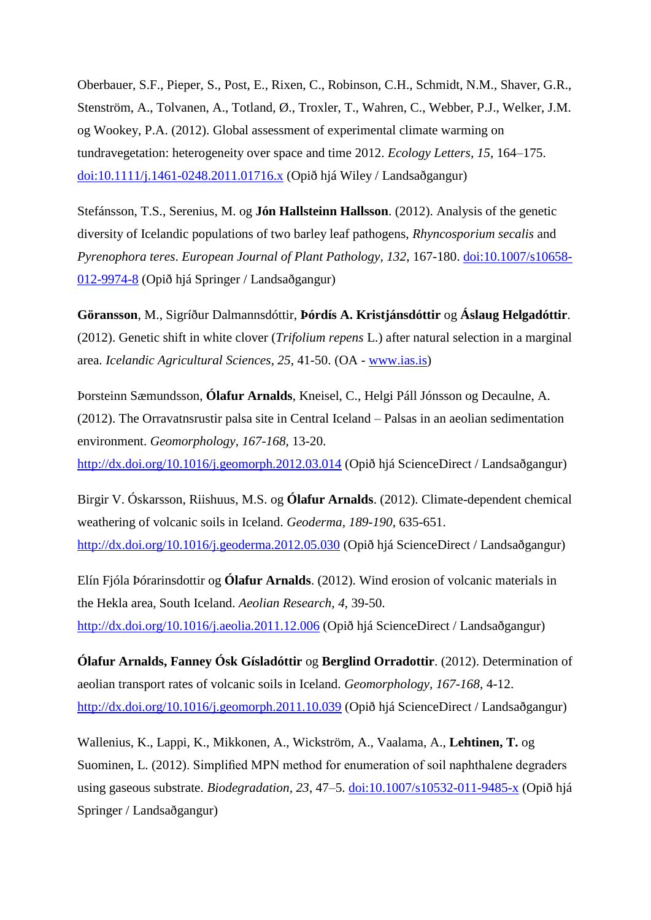Oberbauer, S.F., Pieper, S., Post, E., Rixen, C., Robinson, C.H., Schmidt, N.M., Shaver, G.R., Stenström, A., Tolvanen, A., Totland, Ø., Troxler, T., Wahren, C., Webber, P.J., Welker, J.M. og Wookey, P.A. (2012). Global assessment of experimental climate warming on tundravegetation: heterogeneity over space and time 2012. *Ecology Letters*, *15*, 164–175. [doi:10.1111/j.1461-0248.2011.01716.x](https://doi.org/10.1111/j.1461-0248.2011.01716.x) (Opið hjá Wiley / Landsaðgangur)

Stefánsson, T.S., Serenius, M. og **Jón Hallsteinn Hallsson**. (2012). Analysis of the genetic diversity of Icelandic populations of two barley leaf pathogens, *Rhyncosporium secalis* and *Pyrenophora teres*. *European Journal of Plant Pathology, 132*, 167-180. [doi:10.1007/s10658-012-9974-8](https://doi.org/10.1007/s10658-012-9974-8) (Opið hjá Springer / Landsaðgangur)

**Göransson**, M., Sigríður Dalmannsdóttir, **Þórdís A. Kristjánsdóttir** og **Áslaug Helgadóttir**. (2012). Genetic shift in white clover (*Trifolium repens* L.) after natural selection in a marginal area. *Icelandic Agricultural Sciences*, *25*, 41-50. (OA - [www.ias.is](http://www.ias.is))

Þorsteinn Sæmundsson, **Ólafur Arnalds**, Kneisel, C., Helgi Páll Jónsson og Decaulne, A. (2012). The Orravatnsrustir palsa site in Central Iceland – Palsas in an aeolian sedimentation environment. *Geomorphology*, *167-168*, 13-20. [http://dx.doi.org/10.1016/j.geomorph.2012.03.014](http://dx.doi.org/10.1016/j.geomorph.2012.03.014) (Opið hjá ScienceDirect / Landsaðgangur)

Birgir V. Óskarsson, Riishuus, M.S. og **Ólafur Arnalds**. (2012). Climate-dependent chemical weathering of volcanic soils in Iceland. *Geoderma*, *189-190*, 635-651. [http://dx.doi.org/10.1016/j.geoderma.2012.05.030](http://dx.doi.org/10.1016/j.geoderma.2012.05.030) (Opið hjá ScienceDirect / Landsaðgangur)

Elín Fjóla Þórarinsdottir og **Ólafur Arnalds**. (2012). Wind erosion of volcanic materials in the Hekla area, South Iceland. *Aeolian Research*, *4*, 39-50. [http://dx.doi.org/10.1016/j.aeolia.2011.12.006](http://dx.doi.org/10.1016/j.aeolia.2011.12.006) (Opið hjá ScienceDirect / Landsaðgangur)

**Ólafur Arnalds, Fanney Ósk Gísladóttir** og **Berglind Orradottir**. (2012). Determination of aeolian transport rates of volcanic soils in Iceland. *Geomorphology*, *167-168*, 4-12. [http://dx.doi.org/10.1016/j.geomorph.2011.10.039](http://dx.doi.org/10.1016/j.geomorph.2011.10.039) (Opið hjá ScienceDirect / Landsaðgangur)

Wallenius, K., Lappi, K., Mikkonen, A., Wickström, A., Vaalama, A., **Lehtinen, T.** og Suominen, L. (2012). Simplified MPN method for enumeration of soil naphthalene degraders using gaseous substrate. *Biodegradation*, *23*, 47–5. [doi:10.1007/s10532-011-9485-x](https://doi.org/10.1007/s10532-011-9485-x) (Opið hjá Springer / Landsaðgangur)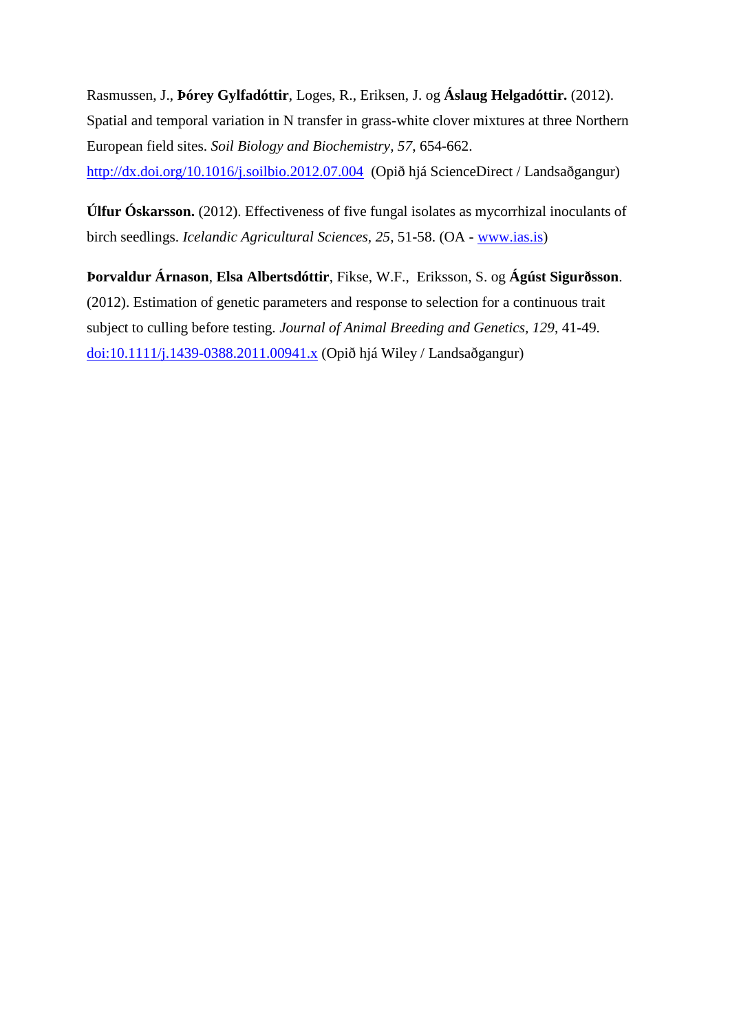Rasmussen, J., **Þórey Gylfadóttir**, Loges, R., Eriksen, J. og **Áslaug Helgadóttir.** (2012). Spatial and temporal variation in N transfer in grass-white clover mixtures at three Northern European field sites. *Soil Biology and Biochemistry*, *57*, 654-662. [http://dx.doi.org/10.1016/j.soilbio.2012.07.004](http://dx.doi.org/10.1016/j.soilbio.2012.07.004) (Opið hjá ScienceDirect / Landsaðgangur)

**Úlfur Óskarsson.** (2012). Effectiveness of five fungal isolates as mycorrhizal inoculants of birch seedlings. *Icelandic Agricultural Sciences*, *25*, 51-58. (OA - [www.ias.is](http://www.ias.is))

**Þorvaldur Árnason**, **Elsa Albertsdóttir**, Fikse, W.F., Eriksson, S. og **Ágúst Sigurðsson**. (2012). Estimation of genetic parameters and response to selection for a continuous trait subject to culling before testing. *Journal of Animal Breeding and Genetics*, *129*, 41-49. [doi:10.1111/j.1439-0388.2011.00941.x](https://doi.org/10.1111/j.1439-0388.2011.00941.x) (Opið hjá Wiley / Landsaðgangur)